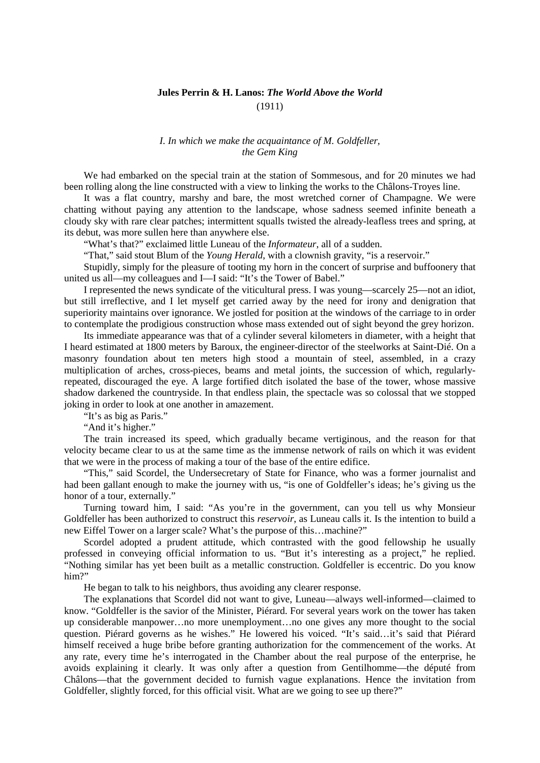**Jules Perrin & H. Lanos: *The World Above the World***
(1911)

*I. In which we make the acquaintance of M. Goldfeller, the Gem King*

We had embarked on the special train at the station of Sommesous, and for 20 minutes we had been rolling along the line constructed with a view to linking the works to the Châlons-Troyes line.

It was a flat country, marshy and bare, the most wretched corner of Champagne. We were chatting without paying any attention to the landscape, whose sadness seemed infinite beneath a cloudy sky with rare clear patches; intermittent squalls twisted the already-leafless trees and spring, at its debut, was more sullen here than anywhere else.

"What's that?" exclaimed little Luneau of the *Informateur*, all of a sudden.

"That," said stout Blum of the *Young Herald*, with a clownish gravity, "is a reservoir."

Stupidly, simply for the pleasure of tooting my horn in the concert of surprise and buffoonery that united us all—my colleagues and I—I said: "It's the Tower of Babel."

I represented the news syndicate of the viticultural press. I was young—scarcely 25—not an idiot, but still irreflective, and I let myself get carried away by the need for irony and denigration that superiority maintains over ignorance. We jostled for position at the windows of the carriage to in order to contemplate the prodigious construction whose mass extended out of sight beyond the grey horizon.

Its immediate appearance was that of a cylinder several kilometers in diameter, with a height that I heard estimated at 1800 meters by Baroux, the engineer-director of the steelworks at Saint-Dié. On a masonry foundation about ten meters high stood a mountain of steel, assembled, in a crazy multiplication of arches, cross-pieces, beams and metal joints, the succession of which, regularly-repeated, discouraged the eye. A large fortified ditch isolated the base of the tower, whose massive shadow darkened the countryside. In that endless plain, the spectacle was so colossal that we stopped joking in order to look at one another in amazement.

"It's as big as Paris."

"And it's higher."

The train increased its speed, which gradually became vertiginous, and the reason for that velocity became clear to us at the same time as the immense network of rails on which it was evident that we were in the process of making a tour of the base of the entire edifice.

"This," said Scordel, the Undersecretary of State for Finance, who was a former journalist and had been gallant enough to make the journey with us, "is one of Goldfeller's ideas; he's giving us the honor of a tour, externally."

Turning toward him, I said: "As you're in the government, can you tell us why Monsieur Goldfeller has been authorized to construct this *reservoir*, as Luneau calls it. Is the intention to build a new Eiffel Tower on a larger scale? What's the purpose of this…machine?"

Scordel adopted a prudent attitude, which contrasted with the good fellowship he usually professed in conveying official information to us. "But it's interesting as a project," he replied. "Nothing similar has yet been built as a metallic construction. Goldfeller is eccentric. Do you know him?"

He began to talk to his neighbors, thus avoiding any clearer response.

The explanations that Scordel did not want to give, Luneau—always well-informed—claimed to know. "Goldfeller is the savior of the Minister, Piérard. For several years work on the tower has taken up considerable manpower…no more unemployment…no one gives any more thought to the social question. Piérard governs as he wishes." He lowered his voiced. "It's said…it's said that Piérard himself received a huge bribe before granting authorization for the commencement of the works. At any rate, every time he's interrogated in the Chamber about the real purpose of the enterprise, he avoids explaining it clearly. It was only after a question from Gentilhomme—the député from Châlons—that the government decided to furnish vague explanations. Hence the invitation from Goldfeller, slightly forced, for this official visit. What are we going to see up there?"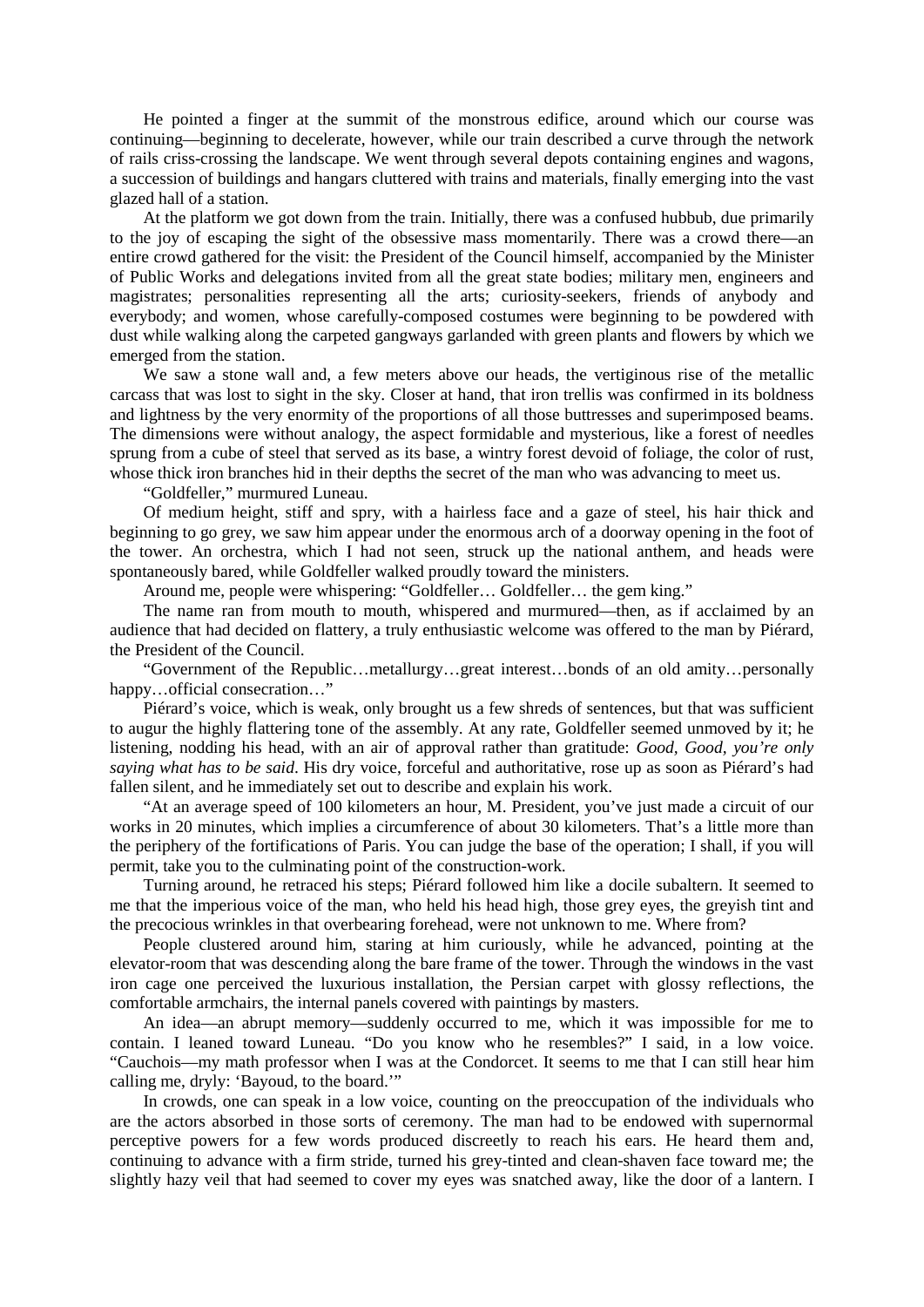He pointed a finger at the summit of the monstrous edifice, around which our course was continuing—beginning to decelerate, however, while our train described a curve through the network of rails criss-crossing the landscape. We went through several depots containing engines and wagons, a succession of buildings and hangars cluttered with trains and materials, finally emerging into the vast glazed hall of a station.

At the platform we got down from the train. Initially, there was a confused hubbub, due primarily to the joy of escaping the sight of the obsessive mass momentarily. There was a crowd there—an entire crowd gathered for the visit: the President of the Council himself, accompanied by the Minister of Public Works and delegations invited from all the great state bodies; military men, engineers and magistrates; personalities representing all the arts; curiosity-seekers, friends of anybody and everybody; and women, whose carefully-composed costumes were beginning to be powdered with dust while walking along the carpeted gangways garlanded with green plants and flowers by which we emerged from the station.

We saw a stone wall and, a few meters above our heads, the vertiginous rise of the metallic carcass that was lost to sight in the sky. Closer at hand, that iron trellis was confirmed in its boldness and lightness by the very enormity of the proportions of all those buttresses and superimposed beams. The dimensions were without analogy, the aspect formidable and mysterious, like a forest of needles sprung from a cube of steel that served as its base, a wintry forest devoid of foliage, the color of rust, whose thick iron branches hid in their depths the secret of the man who was advancing to meet us.

"Goldfeller," murmured Luneau.

Of medium height, stiff and spry, with a hairless face and a gaze of steel, his hair thick and beginning to go grey, we saw him appear under the enormous arch of a doorway opening in the foot of the tower. An orchestra, which I had not seen, struck up the national anthem, and heads were spontaneously bared, while Goldfeller walked proudly toward the ministers.

Around me, people were whispering: "Goldfeller… Goldfeller… the gem king."

The name ran from mouth to mouth, whispered and murmured—then, as if acclaimed by an audience that had decided on flattery, a truly enthusiastic welcome was offered to the man by Piérard, the President of the Council.

"Government of the Republic…metallurgy…great interest…bonds of an old amity…personally happy…official consecration…"

Piérard's voice, which is weak, only brought us a few shreds of sentences, but that was sufficient to augur the highly flattering tone of the assembly. At any rate, Goldfeller seemed unmoved by it; he listening, nodding his head, with an air of approval rather than gratitude: *Good*, *Good*, *you're only saying what has to be said*. His dry voice, forceful and authoritative, rose up as soon as Piérard's had fallen silent, and he immediately set out to describe and explain his work.

"At an average speed of 100 kilometers an hour, M. President, you've just made a circuit of our works in 20 minutes, which implies a circumference of about 30 kilometers. That's a little more than the periphery of the fortifications of Paris. You can judge the base of the operation; I shall, if you will permit, take you to the culminating point of the construction-work.

Turning around, he retraced his steps; Piérard followed him like a docile subaltern. It seemed to me that the imperious voice of the man, who held his head high, those grey eyes, the greyish tint and the precocious wrinkles in that overbearing forehead, were not unknown to me. Where from?

People clustered around him, staring at him curiously, while he advanced, pointing at the elevator-room that was descending along the bare frame of the tower. Through the windows in the vast iron cage one perceived the luxurious installation, the Persian carpet with glossy reflections, the comfortable armchairs, the internal panels covered with paintings by masters.

An idea—an abrupt memory—suddenly occurred to me, which it was impossible for me to contain. I leaned toward Luneau. "Do you know who he resembles?" I said, in a low voice. "Cauchois—my math professor when I was at the Condorcet. It seems to me that I can still hear him calling me, dryly: 'Bayoud, to the board.'"

In crowds, one can speak in a low voice, counting on the preoccupation of the individuals who are the actors absorbed in those sorts of ceremony. The man had to be endowed with supernormal perceptive powers for a few words produced discreetly to reach his ears. He heard them and, continuing to advance with a firm stride, turned his grey-tinted and clean-shaven face toward me; the slightly hazy veil that had seemed to cover my eyes was snatched away, like the door of a lantern. I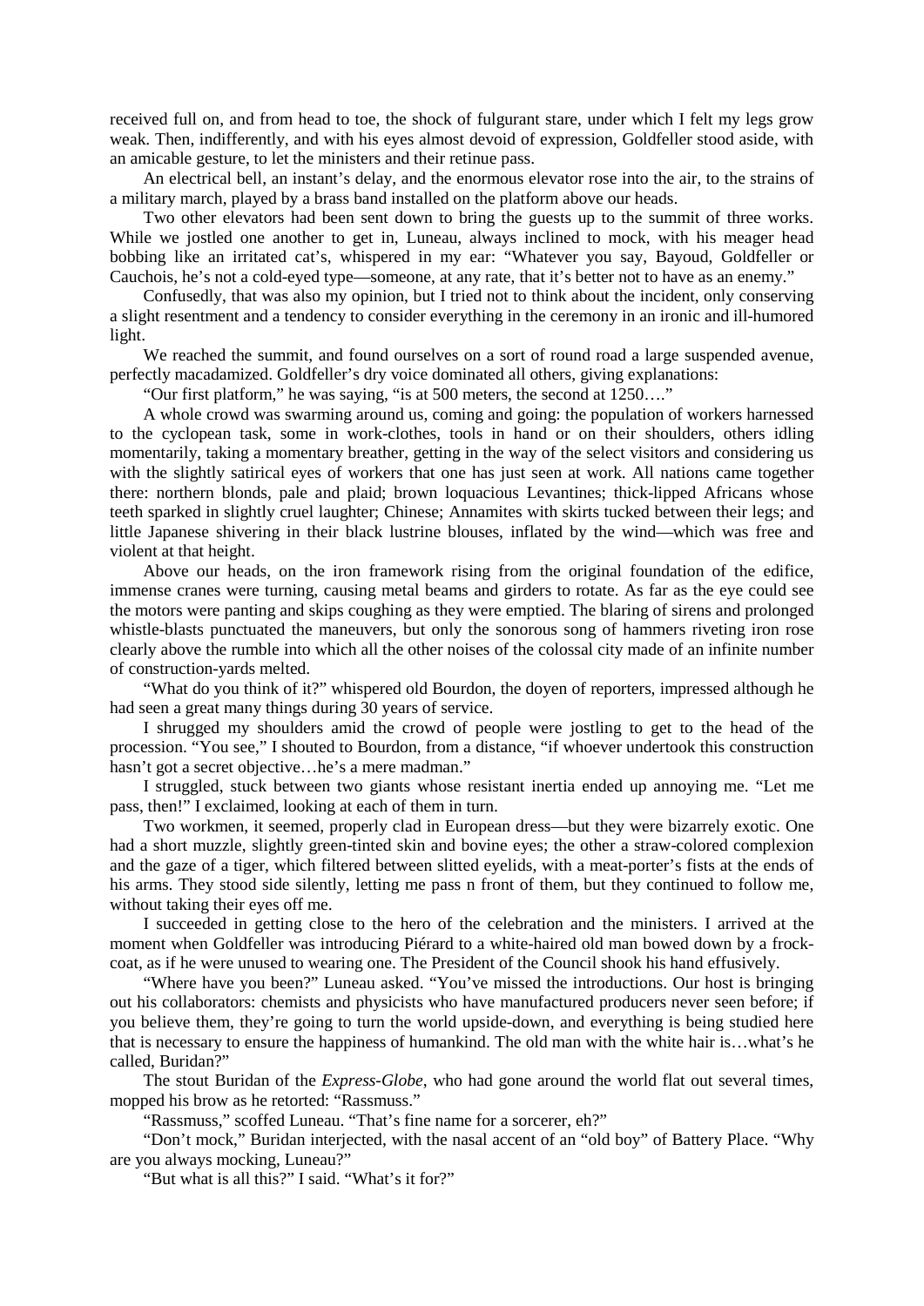received full on, and from head to toe, the shock of fulgurant stare, under which I felt my legs grow weak. Then, indifferently, and with his eyes almost devoid of expression, Goldfeller stood aside, with an amicable gesture, to let the ministers and their retinue pass.

An electrical bell, an instant's delay, and the enormous elevator rose into the air, to the strains of a military march, played by a brass band installed on the platform above our heads.

Two other elevators had been sent down to bring the guests up to the summit of three works. While we jostled one another to get in, Luneau, always inclined to mock, with his meager head bobbing like an irritated cat's, whispered in my ear: "Whatever you say, Bayoud, Goldfeller or Cauchois, he's not a cold-eyed type—someone, at any rate, that it's better not to have as an enemy."

Confusedly, that was also my opinion, but I tried not to think about the incident, only conserving a slight resentment and a tendency to consider everything in the ceremony in an ironic and ill-humored light.

We reached the summit, and found ourselves on a sort of round road a large suspended avenue, perfectly macadamized. Goldfeller's dry voice dominated all others, giving explanations:

"Our first platform," he was saying, "is at 500 meters, the second at 1250…."

A whole crowd was swarming around us, coming and going: the population of workers harnessed to the cyclopean task, some in work-clothes, tools in hand or on their shoulders, others idling momentarily, taking a momentary breather, getting in the way of the select visitors and considering us with the slightly satirical eyes of workers that one has just seen at work. All nations came together there: northern blonds, pale and plaid; brown loquacious Levantines; thick-lipped Africans whose teeth sparked in slightly cruel laughter; Chinese; Annamites with skirts tucked between their legs; and little Japanese shivering in their black lustrine blouses, inflated by the wind—which was free and violent at that height.

Above our heads, on the iron framework rising from the original foundation of the edifice, immense cranes were turning, causing metal beams and girders to rotate. As far as the eye could see the motors were panting and skips coughing as they were emptied. The blaring of sirens and prolonged whistle-blasts punctuated the maneuvers, but only the sonorous song of hammers riveting iron rose clearly above the rumble into which all the other noises of the colossal city made of an infinite number of construction-yards melted.

"What do you think of it?" whispered old Bourdon, the doyen of reporters, impressed although he had seen a great many things during 30 years of service.

I shrugged my shoulders amid the crowd of people were jostling to get to the head of the procession. "You see," I shouted to Bourdon, from a distance, "if whoever undertook this construction hasn't got a secret objective…he's a mere madman."

I struggled, stuck between two giants whose resistant inertia ended up annoying me. "Let me pass, then!" I exclaimed, looking at each of them in turn.

Two workmen, it seemed, properly clad in European dress—but they were bizarrely exotic. One had a short muzzle, slightly green-tinted skin and bovine eyes; the other a straw-colored complexion and the gaze of a tiger, which filtered between slitted eyelids, with a meat-porter's fists at the ends of his arms. They stood side silently, letting me pass n front of them, but they continued to follow me, without taking their eyes off me.

I succeeded in getting close to the hero of the celebration and the ministers. I arrived at the moment when Goldfeller was introducing Piérard to a white-haired old man bowed down by a frock-coat, as if he were unused to wearing one. The President of the Council shook his hand effusively.

"Where have you been?" Luneau asked. "You've missed the introductions. Our host is bringing out his collaborators: chemists and physicists who have manufactured producers never seen before; if you believe them, they're going to turn the world upside-down, and everything is being studied here that is necessary to ensure the happiness of humankind. The old man with the white hair is…what's he called, Buridan?"

The stout Buridan of the *Express-Globe*, who had gone around the world flat out several times, mopped his brow as he retorted: "Rassmuss."

"Rassmuss," scoffed Luneau. "That's fine name for a sorcerer, eh?"

"Don't mock," Buridan interjected, with the nasal accent of an "old boy" of Battery Place. "Why are you always mocking, Luneau?"

"But what is all this?" I said. "What's it for?"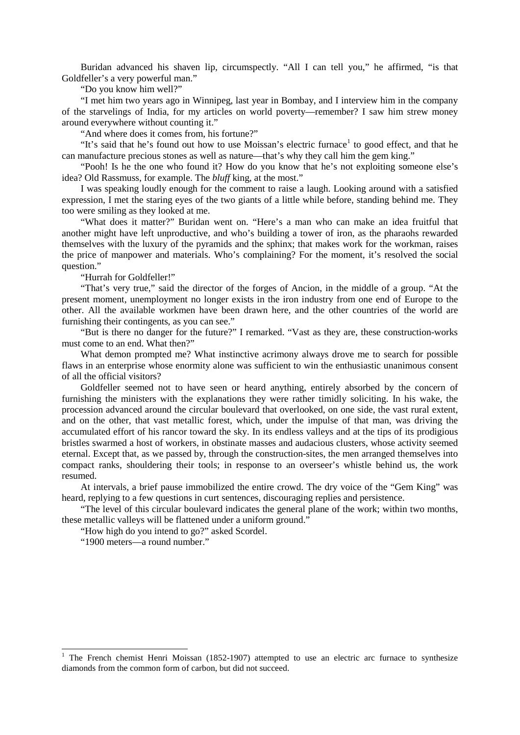Buridan advanced his shaven lip, circumspectly. "All I can tell you," he affirmed, "is that Goldfeller's a very powerful man."

"Do you know him well?"

"I met him two years ago in Winnipeg, last year in Bombay, and I interview him in the company of the starvelings of India, for my articles on world poverty—remember? I saw him strew money around everywhere without counting it."

"And where does it comes from, his fortune?"

"It's said that he's found out how to use Moissan's electric furnace[1] to good effect, and that he can manufacture precious stones as well as nature—that's why they call him the gem king."

"Pooh! Is he the one who found it? How do you know that he's not exploiting someone else's idea? Old Rassmuss, for example. The *bluff* king, at the most."

I was speaking loudly enough for the comment to raise a laugh. Looking around with a satisfied expression, I met the staring eyes of the two giants of a little while before, standing behind me. They too were smiling as they looked at me.

"What does it matter?" Buridan went on. "Here's a man who can make an idea fruitful that another might have left unproductive, and who's building a tower of iron, as the pharaohs rewarded themselves with the luxury of the pyramids and the sphinx; that makes work for the workman, raises the price of manpower and materials. Who's complaining? For the moment, it's resolved the social question."

"Hurrah for Goldfeller!"

"That's very true," said the director of the forges of Ancion, in the middle of a group. "At the present moment, unemployment no longer exists in the iron industry from one end of Europe to the other. All the available workmen have been drawn here, and the other countries of the world are furnishing their contingents, as you can see."

"But is there no danger for the future?" I remarked. "Vast as they are, these construction-works must come to an end. What then?"

What demon prompted me? What instinctive acrimony always drove me to search for possible flaws in an enterprise whose enormity alone was sufficient to win the enthusiastic unanimous consent of all the official visitors?

Goldfeller seemed not to have seen or heard anything, entirely absorbed by the concern of furnishing the ministers with the explanations they were rather timidly soliciting. In his wake, the procession advanced around the circular boulevard that overlooked, on one side, the vast rural extent, and on the other, that vast metallic forest, which, under the impulse of that man, was driving the accumulated effort of his rancor toward the sky. In its endless valleys and at the tips of its prodigious bristles swarmed a host of workers, in obstinate masses and audacious clusters, whose activity seemed eternal. Except that, as we passed by, through the construction-sites, the men arranged themselves into compact ranks, shouldering their tools; in response to an overseer's whistle behind us, the work resumed.

At intervals, a brief pause immobilized the entire crowd. The dry voice of the "Gem King" was heard, replying to a few questions in curt sentences, discouraging replies and persistence.

"The level of this circular boulevard indicates the general plane of the work; within two months, these metallic valleys will be flattened under a uniform ground."

"How high do you intend to go?" asked Scordel.

"1900 meters—a round number."

---

[1] The French chemist Henri Moissan (1852-1907) attempted to use an electric arc furnace to synthesize diamonds from the common form of carbon, but did not succeed.